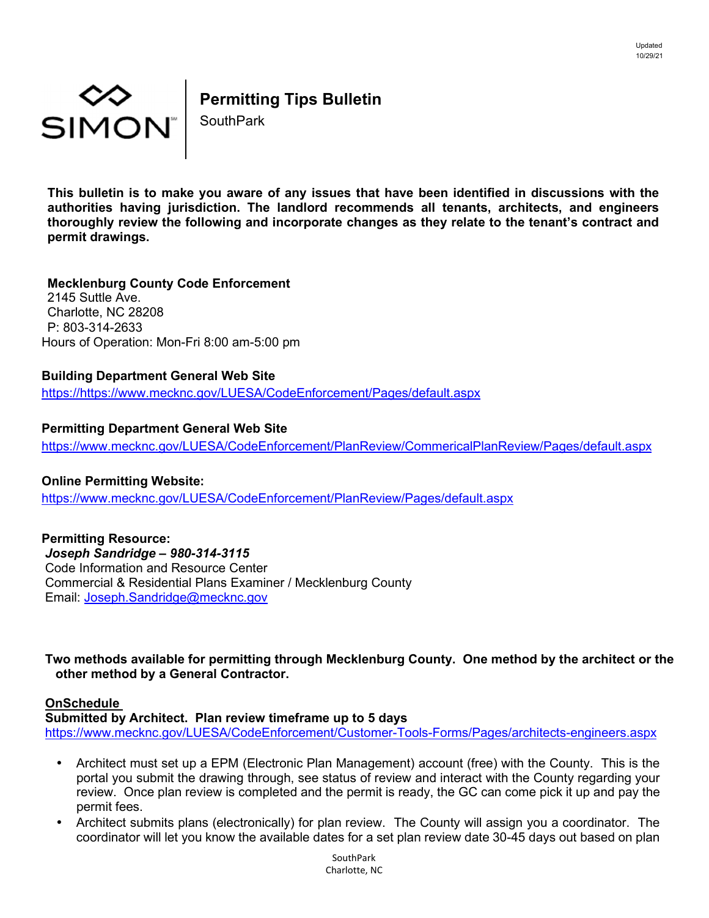Updated 10/29/21

# Permitting Tips Bulletin

SouthPark

**This bulletin is to make you aware of any issues that have been identified in discussions with the authorities having jurisdiction. The landlord recommends all tenants, architects, and engineers thoroughly review the following and incorporate changes as they relate to the tenant's contract and permit drawings.**

**Mecklenburg County Code Enforcement**
2145 Suttle Ave.
Charlotte, NC 28208
P: 803-314-2633
Hours of Operation: Mon-Fri 8:00 am-5:00 pm

**Building Department General Web Site**
https://https://www.mecknc.gov/LUESA/CodeEnforcement/Pages/default.aspx

**Permitting Department General Web Site**
https://www.mecknc.gov/LUESA/CodeEnforcement/PlanReview/CommericalPlanReview/Pages/default.aspx

**Online Permitting Website:**
https://www.mecknc.gov/LUESA/CodeEnforcement/PlanReview/Pages/default.aspx

**Permitting Resource:**
***Joseph Sandridge – 980-314-3115***
Code Information and Resource Center
Commercial & Residential Plans Examiner / Mecklenburg County
Email: Joseph.Sandridge@mecknc.gov

**Two methods available for permitting through Mecklenburg County. One method by the architect or the other method by a General Contractor.**

**OnSchedule**
**Submitted by Architect. Plan review timeframe up to 5 days**
https://www.mecknc.gov/LUESA/CodeEnforcement/Customer-Tools-Forms/Pages/architects-engineers.aspx

- Architect must set up a EPM (Electronic Plan Management) account (free) with the County. This is the portal you submit the drawing through, see status of review and interact with the County regarding your review. Once plan review is completed and the permit is ready, the GC can come pick it up and pay the permit fees.
- Architect submits plans (electronically) for plan review. The County will assign you a coordinator. The coordinator will let you know the available dates for a set plan review date 30-45 days out based on plan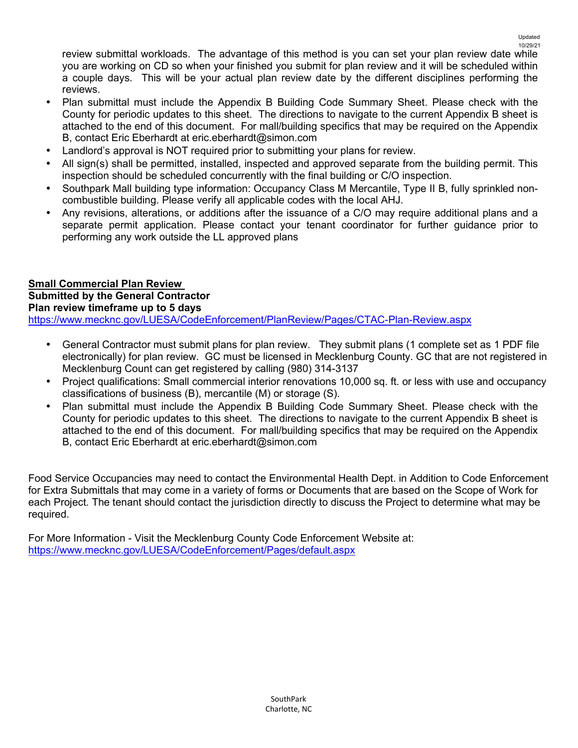review submittal workloads. The advantage of this method is you can set your plan review date while you are working on CD so when your finished you submit for plan review and it will be scheduled within a couple days. This will be your actual plan review date by the different disciplines performing the reviews.

- Plan submittal must include the Appendix B Building Code Summary Sheet. Please check with the County for periodic updates to this sheet. The directions to navigate to the current Appendix B sheet is attached to the end of this document. For mall/building specifics that may be required on the Appendix B, contact Eric Eberhardt at eric.eberhardt@simon.com
- Landlord's approval is NOT required prior to submitting your plans for review.
- All sign(s) shall be permitted, installed, inspected and approved separate from the building permit. This inspection should be scheduled concurrently with the final building or C/O inspection.
- Southpark Mall building type information: Occupancy Class M Mercantile, Type II B, fully sprinkled non-combustible building. Please verify all applicable codes with the local AHJ.
- Any revisions, alterations, or additions after the issuance of a C/O may require additional plans and a separate permit application. Please contact your tenant coordinator for further guidance prior to performing any work outside the LL approved plans

**Small Commercial Plan Review**
**Submitted by the General Contractor**
**Plan review timeframe up to 5 days**
https://www.mecknc.gov/LUESA/CodeEnforcement/PlanReview/Pages/CTAC-Plan-Review.aspx

- General Contractor must submit plans for plan review. They submit plans (1 complete set as 1 PDF file electronically) for plan review. GC must be licensed in Mecklenburg County. GC that are not registered in Mecklenburg Count can get registered by calling (980) 314-3137
- Project qualifications: Small commercial interior renovations 10,000 sq. ft. or less with use and occupancy classifications of business (B), mercantile (M) or storage (S).
- Plan submittal must include the Appendix B Building Code Summary Sheet. Please check with the County for periodic updates to this sheet. The directions to navigate to the current Appendix B sheet is attached to the end of this document. For mall/building specifics that may be required on the Appendix B, contact Eric Eberhardt at eric.eberhardt@simon.com

Food Service Occupancies may need to contact the Environmental Health Dept. in Addition to Code Enforcement for Extra Submittals that may come in a variety of forms or Documents that are based on the Scope of Work for each Project. The tenant should contact the jurisdiction directly to discuss the Project to determine what may be required.

For More Information - Visit the Mecklenburg County Code Enforcement Website at:
https://www.mecknc.gov/LUESA/CodeEnforcement/Pages/default.aspx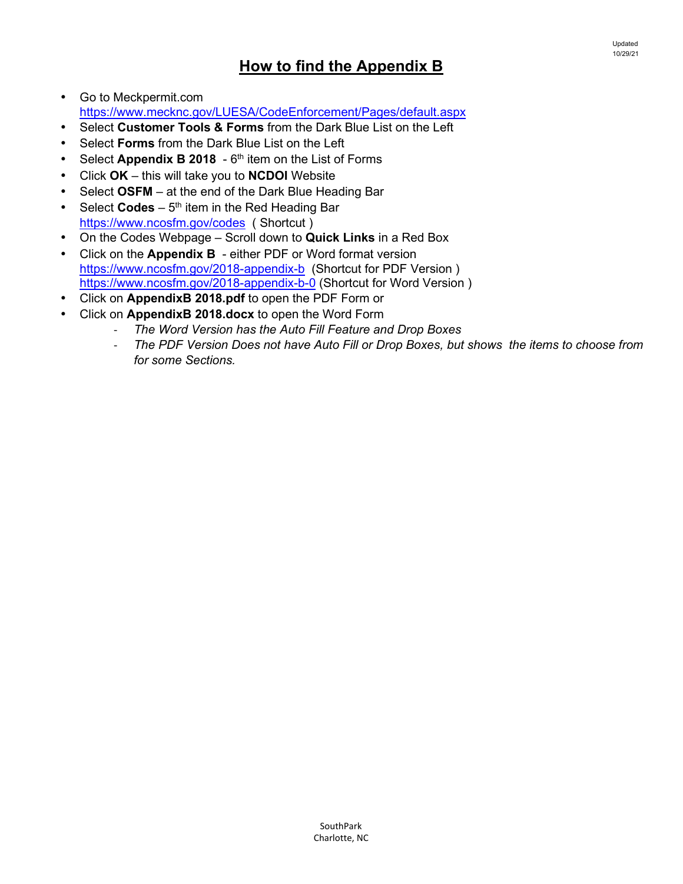Updated
10/29/21

# How to find the Appendix B

- Go to Meckpermit.com
  https://www.mecknc.gov/LUESA/CodeEnforcement/Pages/default.aspx
- Select **Customer Tools & Forms** from the Dark Blue List on the Left
- Select **Forms** from the Dark Blue List on the Left
- Select **Appendix B 2018** - 6th item on the List of Forms
- Click **OK** – this will take you to **NCDOI** Website
- Select **OSFM** – at the end of the Dark Blue Heading Bar
- Select **Codes** – 5th item in the Red Heading Bar
  https://www.ncosfm.gov/codes ( Shortcut )
- On the Codes Webpage – Scroll down to **Quick Links** in a Red Box
- Click on the **Appendix B** - either PDF or Word format version
  https://www.ncosfm.gov/2018-appendix-b (Shortcut for PDF Version )
  https://www.ncosfm.gov/2018-appendix-b-0 (Shortcut for Word Version )
- Click on **AppendixB 2018.pdf** to open the PDF Form or
- Click on **AppendixB 2018.docx** to open the Word Form
  - *The Word Version has the Auto Fill Feature and Drop Boxes*
  - *The PDF Version Does not have Auto Fill or Drop Boxes, but shows the items to choose from for some Sections.*

SouthPark
Charlotte, NC